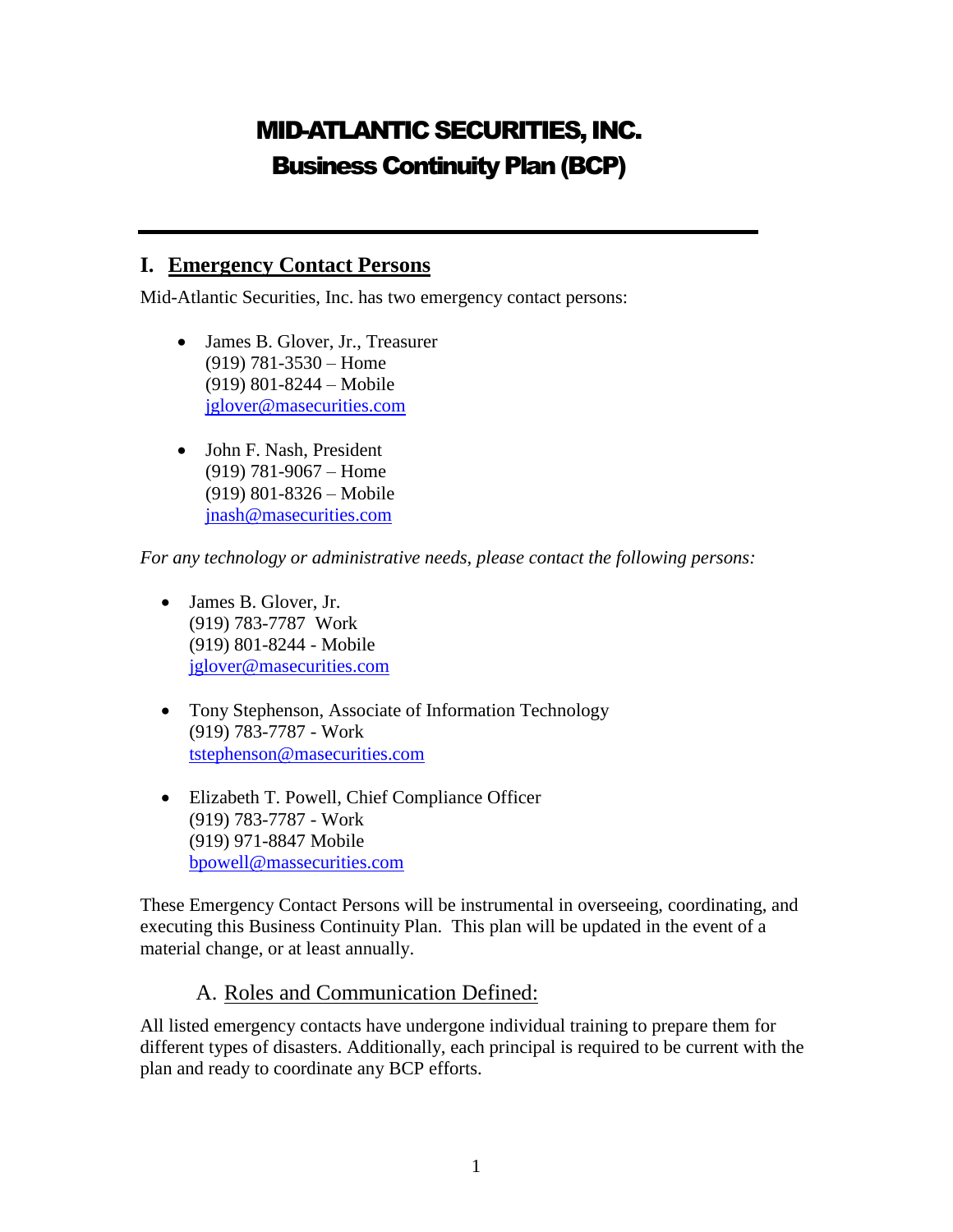# MID-ATLANTIC SECURITIES, INC.
# Business Continuity Plan (BCP)

---

## I. Emergency Contact Persons

Mid-Atlantic Securities, Inc. has two emergency contact persons:

- James B. Glover, Jr., Treasurer
  (919) 781-3530 – Home
  (919) 801-8244 – Mobile
  jglover@masecurities.com

- John F. Nash, President
  (919) 781-9067 – Home
  (919) 801-8326 – Mobile
  jnash@masecurities.com

*For any technology or administrative needs, please contact the following persons:*

- James B. Glover, Jr.
  (919) 783-7787 Work
  (919) 801-8244 - Mobile
  jglover@masecurities.com

- Tony Stephenson, Associate of Information Technology
  (919) 783-7787 - Work
  tstephenson@masecurities.com

- Elizabeth T. Powell, Chief Compliance Officer
  (919) 783-7787 - Work
  (919) 971-8847 Mobile
  bpowell@massecurities.com

These Emergency Contact Persons will be instrumental in overseeing, coordinating, and executing this Business Continuity Plan. This plan will be updated in the event of a material change, or at least annually.

### A. Roles and Communication Defined:

All listed emergency contacts have undergone individual training to prepare them for different types of disasters. Additionally, each principal is required to be current with the plan and ready to coordinate any BCP efforts.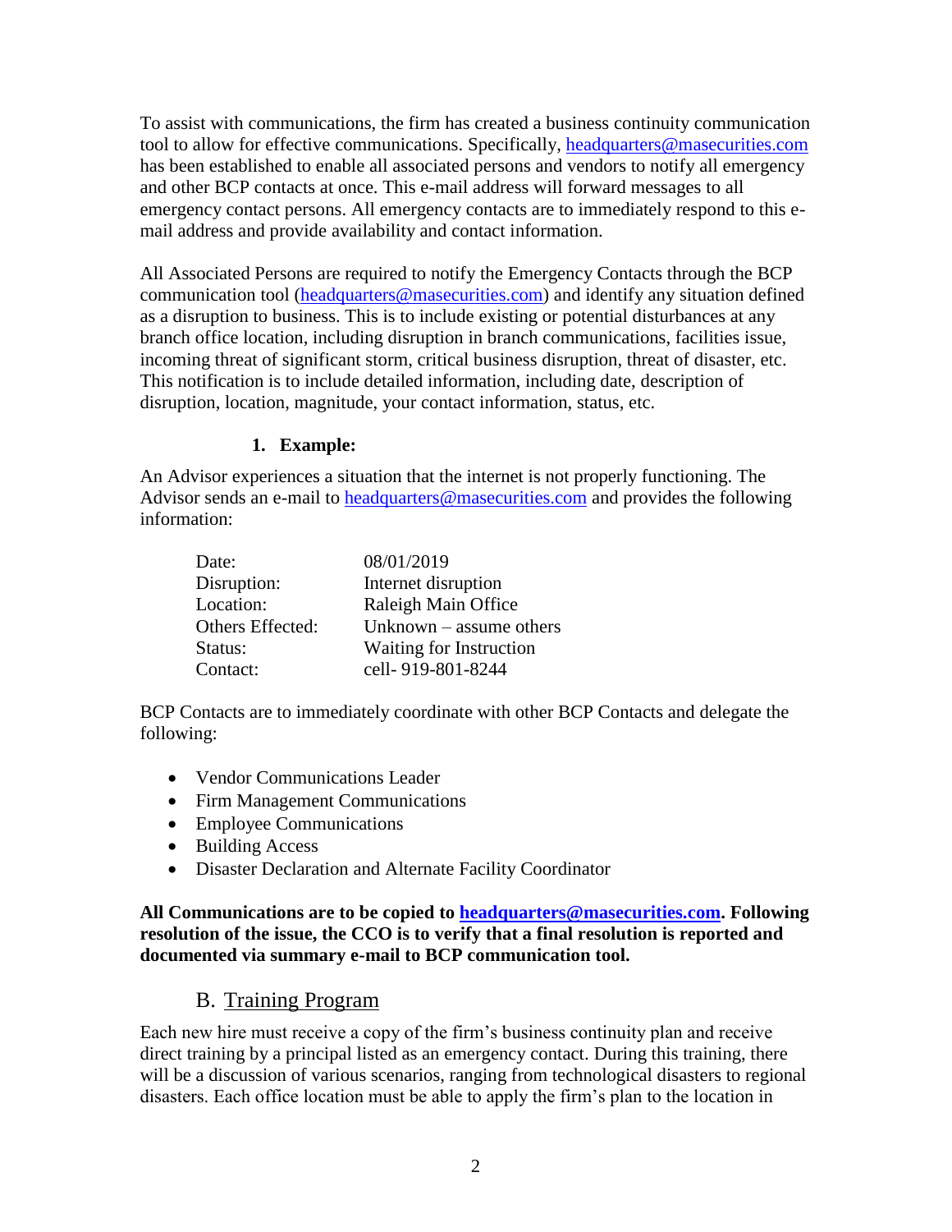To assist with communications, the firm has created a business continuity communication tool to allow for effective communications. Specifically, [headquarters@masecurities.com](mailto:headquarters@masecurities.com) has been established to enable all associated persons and vendors to notify all emergency and other BCP contacts at once. This e-mail address will forward messages to all emergency contact persons. All emergency contacts are to immediately respond to this e-mail address and provide availability and contact information.

All Associated Persons are required to notify the Emergency Contacts through the BCP communication tool ([headquarters@masecurities.com](mailto:headquarters@masecurities.com)) and identify any situation defined as a disruption to business. This is to include existing or potential disturbances at any branch office location, including disruption in branch communications, facilities issue, incoming threat of significant storm, critical business disruption, threat of disaster, etc. This notification is to include detailed information, including date, description of disruption, location, magnitude, your contact information, status, etc.

#### 1. Example:

An Advisor experiences a situation that the internet is not properly functioning. The Advisor sends an e-mail to [headquarters@masecurities.com](mailto:headquarters@masecurities.com) and provides the following information:

| | |
|---|---|
| Date: | 08/01/2019 |
| Disruption: | Internet disruption |
| Location: | Raleigh Main Office |
| Others Effected: | Unknown – assume others |
| Status: | Waiting for Instruction |
| Contact: | cell- 919-801-8244 |

BCP Contacts are to immediately coordinate with other BCP Contacts and delegate the following:

- Vendor Communications Leader
- Firm Management Communications
- Employee Communications
- Building Access
- Disaster Declaration and Alternate Facility Coordinator

**All Communications are to be copied to [headquarters@masecurities.com](mailto:headquarters@masecurities.com). Following resolution of the issue, the CCO is to verify that a final resolution is reported and documented via summary e-mail to BCP communication tool.**

## B. Training Program

Each new hire must receive a copy of the firm's business continuity plan and receive direct training by a principal listed as an emergency contact. During this training, there will be a discussion of various scenarios, ranging from technological disasters to regional disasters. Each office location must be able to apply the firm's plan to the location in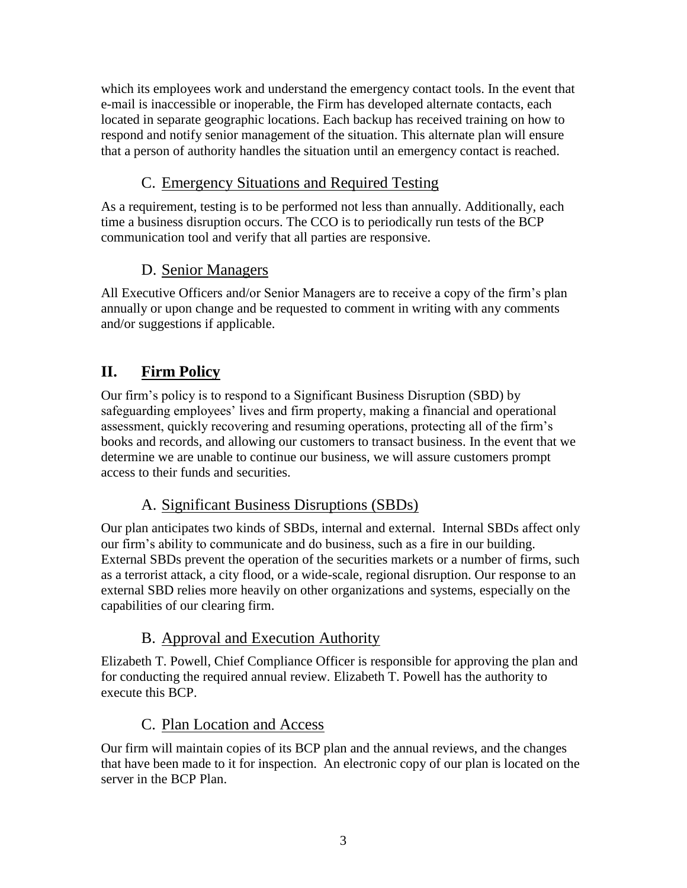which its employees work and understand the emergency contact tools. In the event that e-mail is inaccessible or inoperable, the Firm has developed alternate contacts, each located in separate geographic locations. Each backup has received training on how to respond and notify senior management of the situation. This alternate plan will ensure that a person of authority handles the situation until an emergency contact is reached.

### C. Emergency Situations and Required Testing

As a requirement, testing is to be performed not less than annually. Additionally, each time a business disruption occurs. The CCO is to periodically run tests of the BCP communication tool and verify that all parties are responsive.

### D. Senior Managers

All Executive Officers and/or Senior Managers are to receive a copy of the firm's plan annually or upon change and be requested to comment in writing with any comments and/or suggestions if applicable.

## II. Firm Policy

Our firm's policy is to respond to a Significant Business Disruption (SBD) by safeguarding employees' lives and firm property, making a financial and operational assessment, quickly recovering and resuming operations, protecting all of the firm's books and records, and allowing our customers to transact business. In the event that we determine we are unable to continue our business, we will assure customers prompt access to their funds and securities.

### A. Significant Business Disruptions (SBDs)

Our plan anticipates two kinds of SBDs, internal and external. Internal SBDs affect only our firm's ability to communicate and do business, such as a fire in our building. External SBDs prevent the operation of the securities markets or a number of firms, such as a terrorist attack, a city flood, or a wide-scale, regional disruption. Our response to an external SBD relies more heavily on other organizations and systems, especially on the capabilities of our clearing firm.

### B. Approval and Execution Authority

Elizabeth T. Powell, Chief Compliance Officer is responsible for approving the plan and for conducting the required annual review. Elizabeth T. Powell has the authority to execute this BCP.

### C. Plan Location and Access

Our firm will maintain copies of its BCP plan and the annual reviews, and the changes that have been made to it for inspection. An electronic copy of our plan is located on the server in the BCP Plan.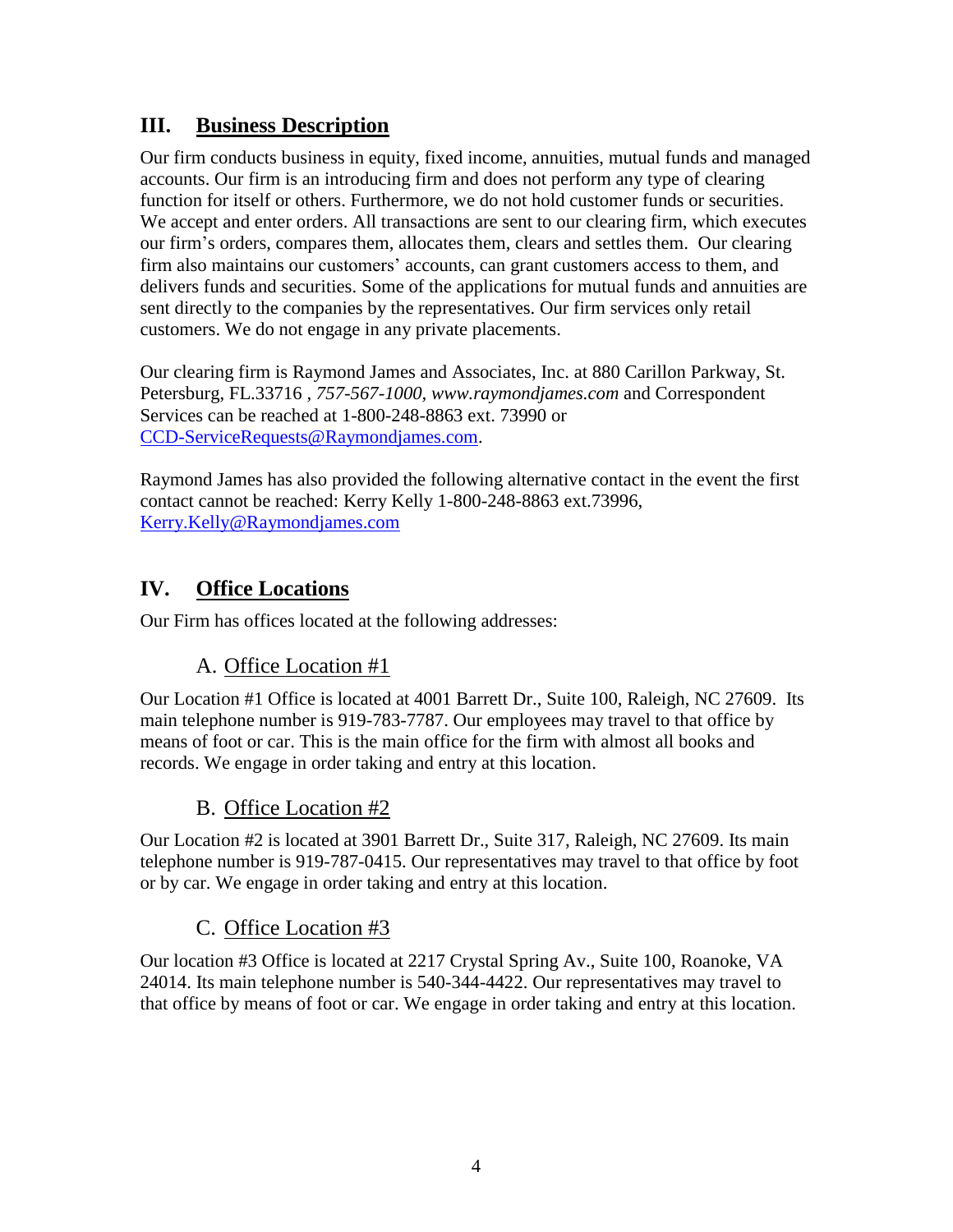## III. Business Description

Our firm conducts business in equity, fixed income, annuities, mutual funds and managed accounts. Our firm is an introducing firm and does not perform any type of clearing function for itself or others. Furthermore, we do not hold customer funds or securities. We accept and enter orders. All transactions are sent to our clearing firm, which executes our firm's orders, compares them, allocates them, clears and settles them. Our clearing firm also maintains our customers' accounts, can grant customers access to them, and delivers funds and securities. Some of the applications for mutual funds and annuities are sent directly to the companies by the representatives. Our firm services only retail customers. We do not engage in any private placements.

Our clearing firm is Raymond James and Associates, Inc. at 880 Carillon Parkway, St. Petersburg, FL.33716 , *757-567-1000, www.raymondjames.com* and Correspondent Services can be reached at 1-800-248-8863 ext. 73990 or CCD-ServiceRequests@Raymondjames.com.

Raymond James has also provided the following alternative contact in the event the first contact cannot be reached: Kerry Kelly 1-800-248-8863 ext.73996, Kerry.Kelly@Raymondjames.com

## IV. Office Locations

Our Firm has offices located at the following addresses:

### A. Office Location #1

Our Location #1 Office is located at 4001 Barrett Dr., Suite 100, Raleigh, NC 27609. Its main telephone number is 919-783-7787. Our employees may travel to that office by means of foot or car. This is the main office for the firm with almost all books and records. We engage in order taking and entry at this location.

### B. Office Location #2

Our Location #2 is located at 3901 Barrett Dr., Suite 317, Raleigh, NC 27609. Its main telephone number is 919-787-0415. Our representatives may travel to that office by foot or by car. We engage in order taking and entry at this location.

### C. Office Location #3

Our location #3 Office is located at 2217 Crystal Spring Av., Suite 100, Roanoke, VA 24014. Its main telephone number is 540-344-4422. Our representatives may travel to that office by means of foot or car. We engage in order taking and entry at this location.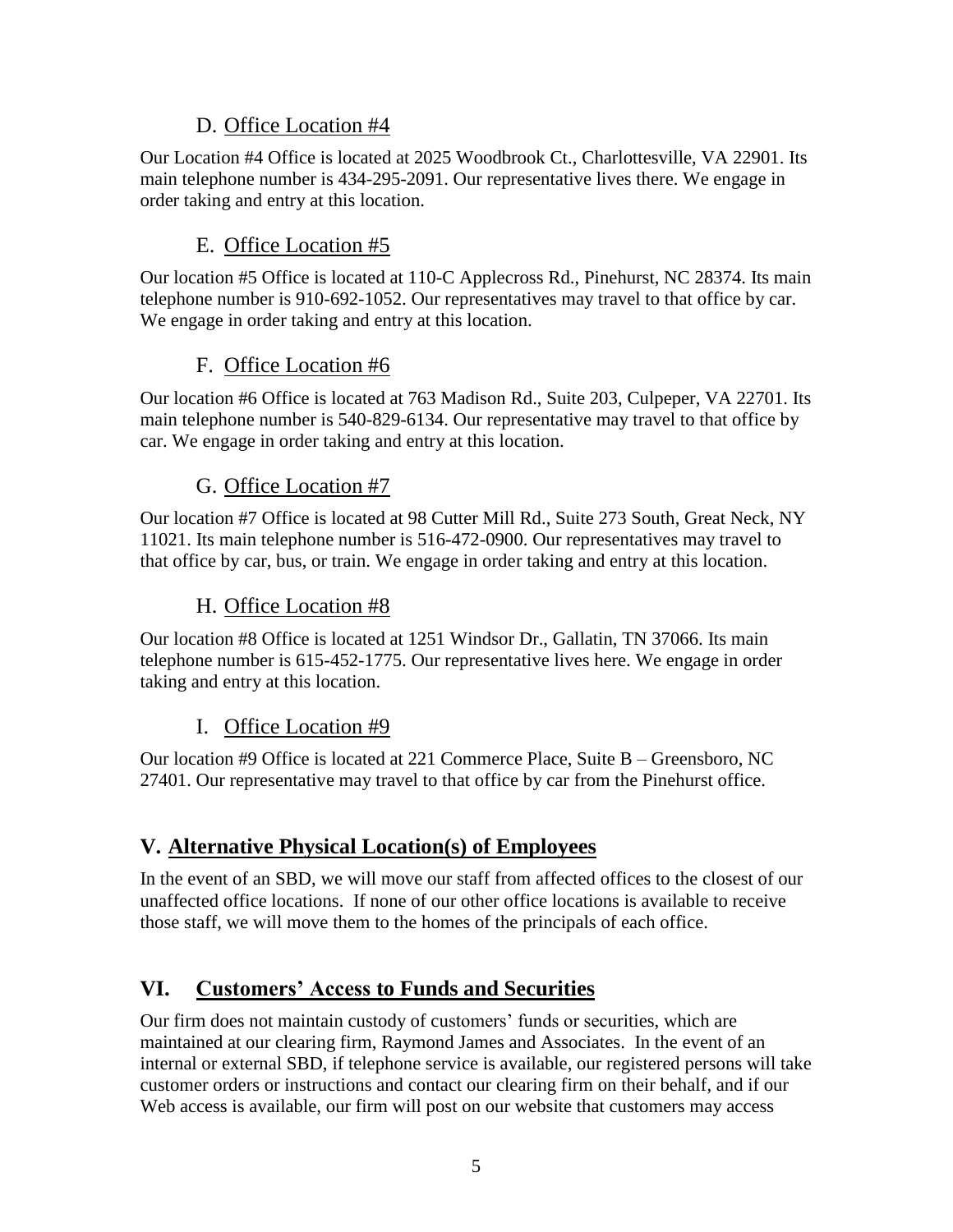### D. Office Location #4

Our Location #4 Office is located at 2025 Woodbrook Ct., Charlottesville, VA 22901. Its main telephone number is 434-295-2091. Our representative lives there. We engage in order taking and entry at this location.

### E. Office Location #5

Our location #5 Office is located at 110-C Applecross Rd., Pinehurst, NC 28374. Its main telephone number is 910-692-1052. Our representatives may travel to that office by car. We engage in order taking and entry at this location.

### F. Office Location #6

Our location #6 Office is located at 763 Madison Rd., Suite 203, Culpeper, VA 22701. Its main telephone number is 540-829-6134. Our representative may travel to that office by car. We engage in order taking and entry at this location.

### G. Office Location #7

Our location #7 Office is located at 98 Cutter Mill Rd., Suite 273 South, Great Neck, NY 11021. Its main telephone number is 516-472-0900. Our representatives may travel to that office by car, bus, or train. We engage in order taking and entry at this location.

### H. Office Location #8

Our location #8 Office is located at 1251 Windsor Dr., Gallatin, TN 37066. Its main telephone number is 615-452-1775. Our representative lives here. We engage in order taking and entry at this location.

### I. Office Location #9

Our location #9 Office is located at 221 Commerce Place, Suite B – Greensboro, NC 27401. Our representative may travel to that office by car from the Pinehurst office.

## V. Alternative Physical Location(s) of Employees

In the event of an SBD, we will move our staff from affected offices to the closest of our unaffected office locations. If none of our other office locations is available to receive those staff, we will move them to the homes of the principals of each office.

## VI. Customers' Access to Funds and Securities

Our firm does not maintain custody of customers' funds or securities, which are maintained at our clearing firm, Raymond James and Associates. In the event of an internal or external SBD, if telephone service is available, our registered persons will take customer orders or instructions and contact our clearing firm on their behalf, and if our Web access is available, our firm will post on our website that customers may access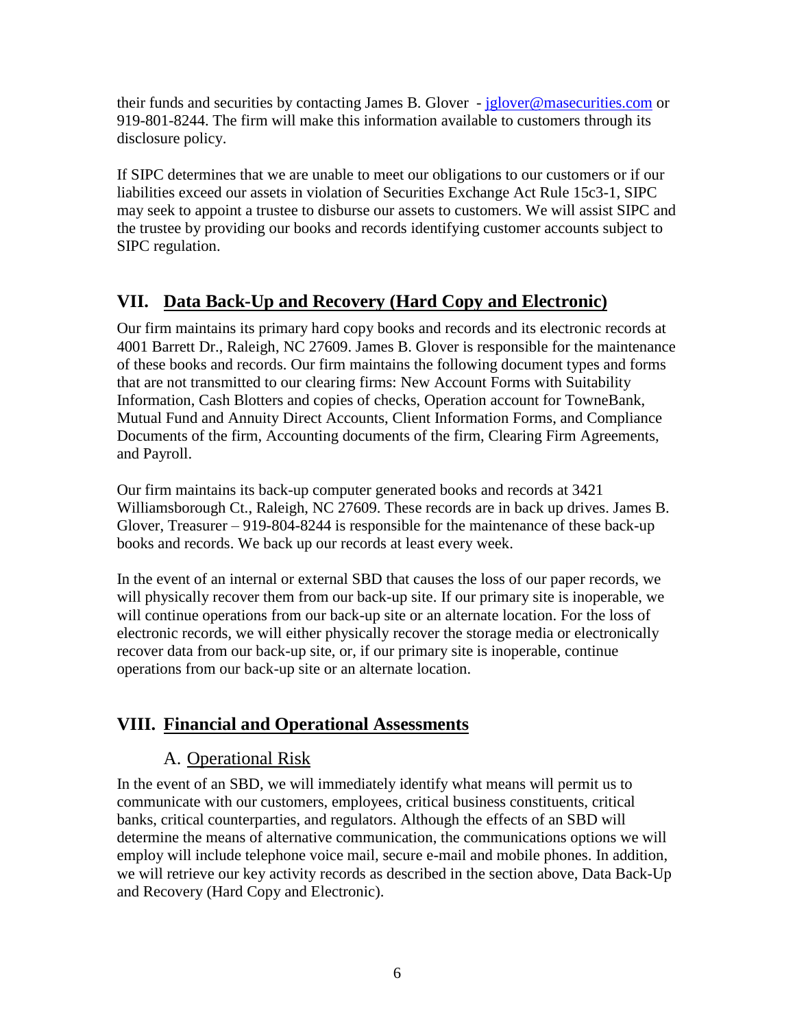their funds and securities by contacting James B. Glover - jglover@masecurities.com or 919-801-8244. The firm will make this information available to customers through its disclosure policy.

If SIPC determines that we are unable to meet our obligations to our customers or if our liabilities exceed our assets in violation of Securities Exchange Act Rule 15c3-1, SIPC may seek to appoint a trustee to disburse our assets to customers. We will assist SIPC and the trustee by providing our books and records identifying customer accounts subject to SIPC regulation.

## VII. Data Back-Up and Recovery (Hard Copy and Electronic)

Our firm maintains its primary hard copy books and records and its electronic records at 4001 Barrett Dr., Raleigh, NC 27609. James B. Glover is responsible for the maintenance of these books and records. Our firm maintains the following document types and forms that are not transmitted to our clearing firms: New Account Forms with Suitability Information, Cash Blotters and copies of checks, Operation account for TowneBank, Mutual Fund and Annuity Direct Accounts, Client Information Forms, and Compliance Documents of the firm, Accounting documents of the firm, Clearing Firm Agreements, and Payroll.

Our firm maintains its back-up computer generated books and records at 3421 Williamsborough Ct., Raleigh, NC 27609. These records are in back up drives. James B. Glover, Treasurer – 919-804-8244 is responsible for the maintenance of these back-up books and records. We back up our records at least every week.

In the event of an internal or external SBD that causes the loss of our paper records, we will physically recover them from our back-up site. If our primary site is inoperable, we will continue operations from our back-up site or an alternate location. For the loss of electronic records, we will either physically recover the storage media or electronically recover data from our back-up site, or, if our primary site is inoperable, continue operations from our back-up site or an alternate location.

## VIII. Financial and Operational Assessments

### A. Operational Risk

In the event of an SBD, we will immediately identify what means will permit us to communicate with our customers, employees, critical business constituents, critical banks, critical counterparties, and regulators. Although the effects of an SBD will determine the means of alternative communication, the communications options we will employ will include telephone voice mail, secure e-mail and mobile phones. In addition, we will retrieve our key activity records as described in the section above, Data Back-Up and Recovery (Hard Copy and Electronic).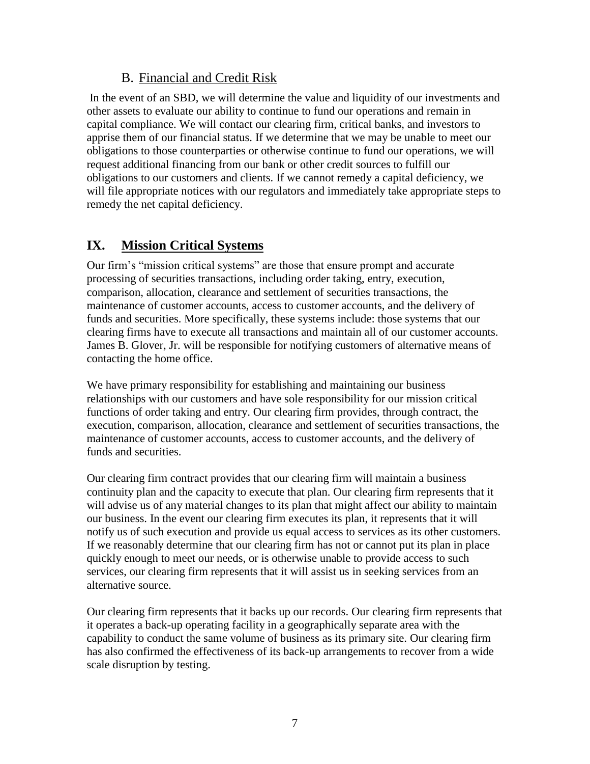### B. Financial and Credit Risk

In the event of an SBD, we will determine the value and liquidity of our investments and other assets to evaluate our ability to continue to fund our operations and remain in capital compliance. We will contact our clearing firm, critical banks, and investors to apprise them of our financial status. If we determine that we may be unable to meet our obligations to those counterparties or otherwise continue to fund our operations, we will request additional financing from our bank or other credit sources to fulfill our obligations to our customers and clients. If we cannot remedy a capital deficiency, we will file appropriate notices with our regulators and immediately take appropriate steps to remedy the net capital deficiency.

## IX. Mission Critical Systems

Our firm's "mission critical systems" are those that ensure prompt and accurate processing of securities transactions, including order taking, entry, execution, comparison, allocation, clearance and settlement of securities transactions, the maintenance of customer accounts, access to customer accounts, and the delivery of funds and securities. More specifically, these systems include: those systems that our clearing firms have to execute all transactions and maintain all of our customer accounts. James B. Glover, Jr. will be responsible for notifying customers of alternative means of contacting the home office.

We have primary responsibility for establishing and maintaining our business relationships with our customers and have sole responsibility for our mission critical functions of order taking and entry. Our clearing firm provides, through contract, the execution, comparison, allocation, clearance and settlement of securities transactions, the maintenance of customer accounts, access to customer accounts, and the delivery of funds and securities.

Our clearing firm contract provides that our clearing firm will maintain a business continuity plan and the capacity to execute that plan. Our clearing firm represents that it will advise us of any material changes to its plan that might affect our ability to maintain our business. In the event our clearing firm executes its plan, it represents that it will notify us of such execution and provide us equal access to services as its other customers. If we reasonably determine that our clearing firm has not or cannot put its plan in place quickly enough to meet our needs, or is otherwise unable to provide access to such services, our clearing firm represents that it will assist us in seeking services from an alternative source.

Our clearing firm represents that it backs up our records. Our clearing firm represents that it operates a back-up operating facility in a geographically separate area with the capability to conduct the same volume of business as its primary site. Our clearing firm has also confirmed the effectiveness of its back-up arrangements to recover from a wide scale disruption by testing.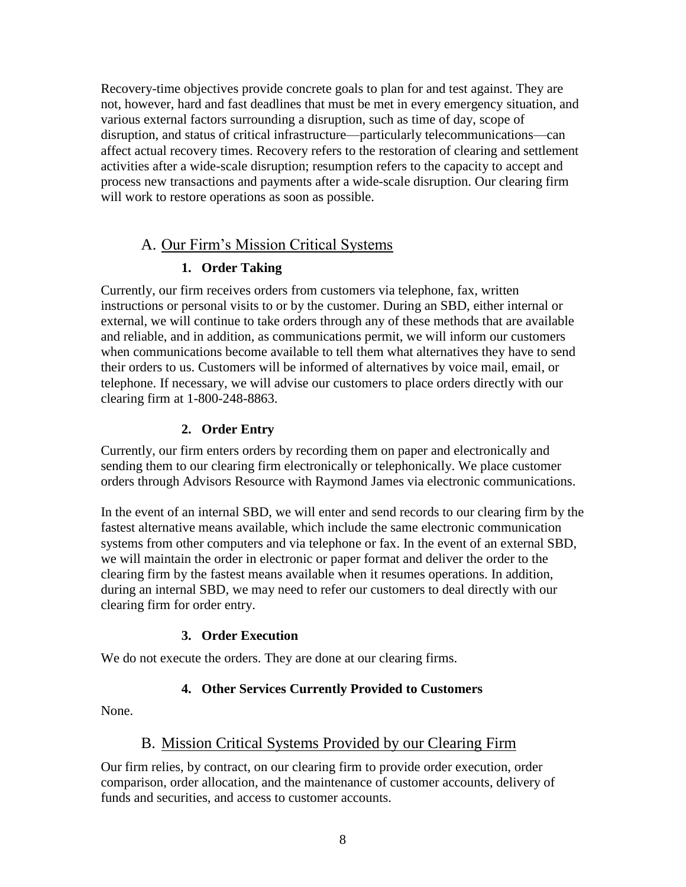Recovery-time objectives provide concrete goals to plan for and test against. They are not, however, hard and fast deadlines that must be met in every emergency situation, and various external factors surrounding a disruption, such as time of day, scope of disruption, and status of critical infrastructure—particularly telecommunications—can affect actual recovery times. Recovery refers to the restoration of clearing and settlement activities after a wide-scale disruption; resumption refers to the capacity to accept and process new transactions and payments after a wide-scale disruption. Our clearing firm will work to restore operations as soon as possible.

## A. Our Firm's Mission Critical Systems

### 1. Order Taking

Currently, our firm receives orders from customers via telephone, fax, written instructions or personal visits to or by the customer. During an SBD, either internal or external, we will continue to take orders through any of these methods that are available and reliable, and in addition, as communications permit, we will inform our customers when communications become available to tell them what alternatives they have to send their orders to us. Customers will be informed of alternatives by voice mail, email, or telephone. If necessary, we will advise our customers to place orders directly with our clearing firm at 1-800-248-8863.

### 2. Order Entry

Currently, our firm enters orders by recording them on paper and electronically and sending them to our clearing firm electronically or telephonically. We place customer orders through Advisors Resource with Raymond James via electronic communications.

In the event of an internal SBD, we will enter and send records to our clearing firm by the fastest alternative means available, which include the same electronic communication systems from other computers and via telephone or fax. In the event of an external SBD, we will maintain the order in electronic or paper format and deliver the order to the clearing firm by the fastest means available when it resumes operations. In addition, during an internal SBD, we may need to refer our customers to deal directly with our clearing firm for order entry.

### 3. Order Execution

We do not execute the orders. They are done at our clearing firms.

### 4. Other Services Currently Provided to Customers

None.

## B. Mission Critical Systems Provided by our Clearing Firm

Our firm relies, by contract, on our clearing firm to provide order execution, order comparison, order allocation, and the maintenance of customer accounts, delivery of funds and securities, and access to customer accounts.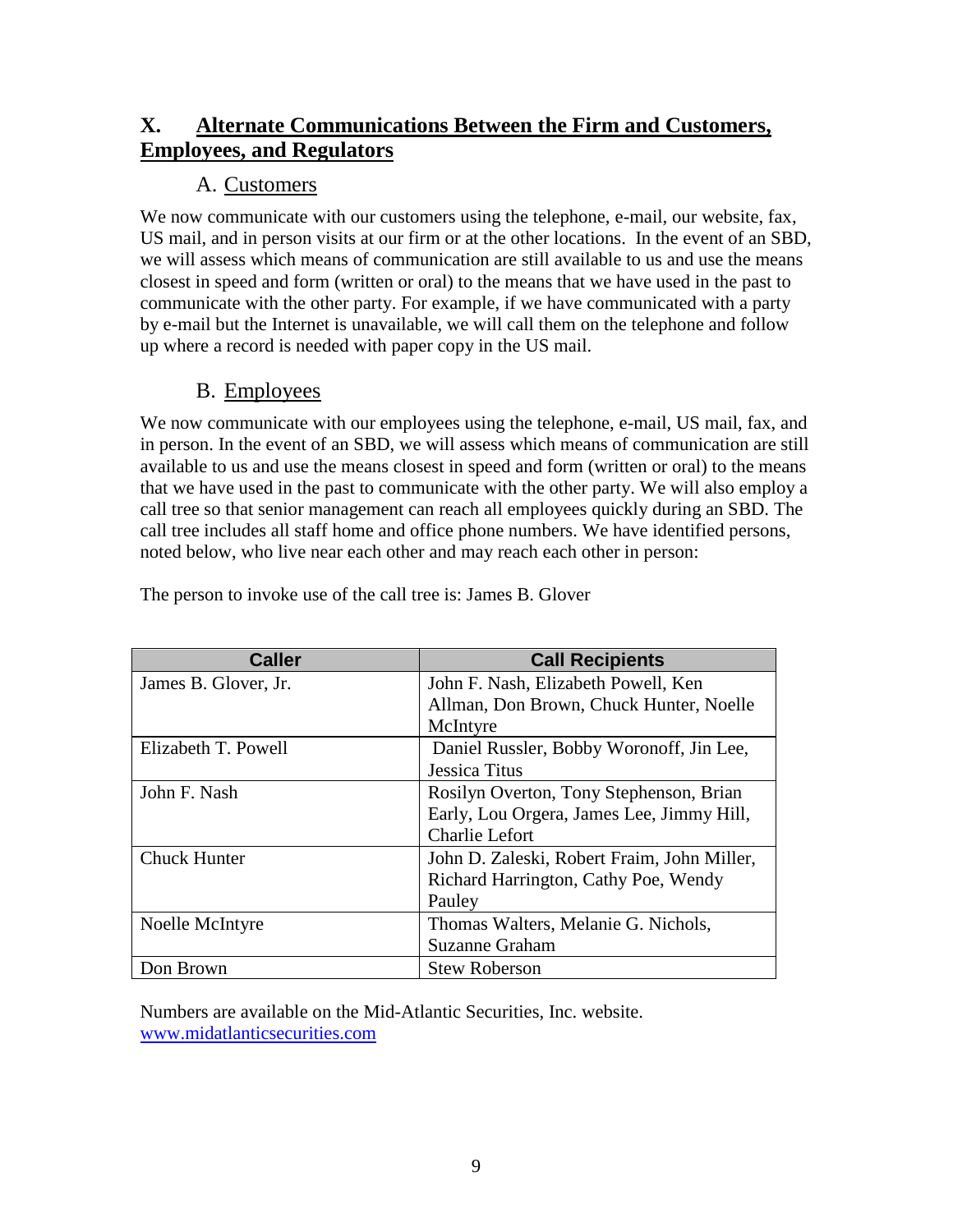## X. Alternate Communications Between the Firm and Customers, Employees, and Regulators

### A. Customers

We now communicate with our customers using the telephone, e-mail, our website, fax, US mail, and in person visits at our firm or at the other locations. In the event of an SBD, we will assess which means of communication are still available to us and use the means closest in speed and form (written or oral) to the means that we have used in the past to communicate with the other party. For example, if we have communicated with a party by e-mail but the Internet is unavailable, we will call them on the telephone and follow up where a record is needed with paper copy in the US mail.

### B. Employees

We now communicate with our employees using the telephone, e-mail, US mail, fax, and in person. In the event of an SBD, we will assess which means of communication are still available to us and use the means closest in speed and form (written or oral) to the means that we have used in the past to communicate with the other party. We will also employ a call tree so that senior management can reach all employees quickly during an SBD. The call tree includes all staff home and office phone numbers. We have identified persons, noted below, who live near each other and may reach each other in person:

The person to invoke use of the call tree is: James B. Glover

| Caller | Call Recipients |
|---|---|
| James B. Glover, Jr. | John F. Nash, Elizabeth Powell, Ken Allman, Don Brown, Chuck Hunter, Noelle McIntyre |
| Elizabeth T. Powell | Daniel Russler, Bobby Woronoff, Jin Lee, Jessica Titus |
| John F. Nash | Rosilyn Overton, Tony Stephenson, Brian Early, Lou Orgera, James Lee, Jimmy Hill, Charlie Lefort |
| Chuck Hunter | John D. Zaleski, Robert Fraim, John Miller, Richard Harrington, Cathy Poe, Wendy Pauley |
| Noelle McIntyre | Thomas Walters, Melanie G. Nichols, Suzanne Graham |
| Don Brown | Stew Roberson |

Numbers are available on the Mid-Atlantic Securities, Inc. website. www.midatlanticsecurities.com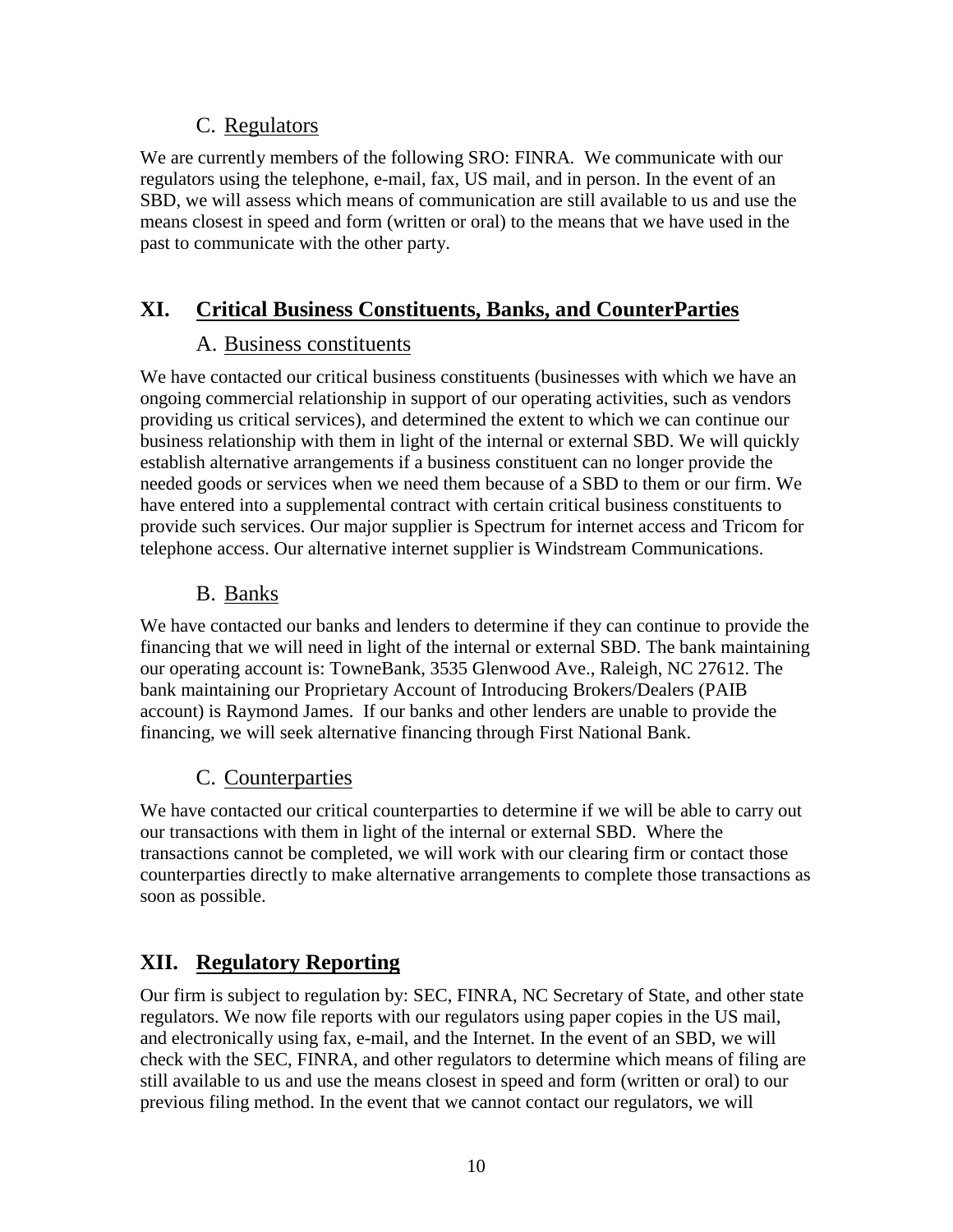### C. Regulators

We are currently members of the following SRO: FINRA. We communicate with our regulators using the telephone, e-mail, fax, US mail, and in person. In the event of an SBD, we will assess which means of communication are still available to us and use the means closest in speed and form (written or oral) to the means that we have used in the past to communicate with the other party.

## XI. Critical Business Constituents, Banks, and CounterParties

### A. Business constituents

We have contacted our critical business constituents (businesses with which we have an ongoing commercial relationship in support of our operating activities, such as vendors providing us critical services), and determined the extent to which we can continue our business relationship with them in light of the internal or external SBD. We will quickly establish alternative arrangements if a business constituent can no longer provide the needed goods or services when we need them because of a SBD to them or our firm. We have entered into a supplemental contract with certain critical business constituents to provide such services. Our major supplier is Spectrum for internet access and Tricom for telephone access. Our alternative internet supplier is Windstream Communications.

### B. Banks

We have contacted our banks and lenders to determine if they can continue to provide the financing that we will need in light of the internal or external SBD. The bank maintaining our operating account is: TowneBank, 3535 Glenwood Ave., Raleigh, NC 27612. The bank maintaining our Proprietary Account of Introducing Brokers/Dealers (PAIB account) is Raymond James. If our banks and other lenders are unable to provide the financing, we will seek alternative financing through First National Bank.

### C. Counterparties

We have contacted our critical counterparties to determine if we will be able to carry out our transactions with them in light of the internal or external SBD. Where the transactions cannot be completed, we will work with our clearing firm or contact those counterparties directly to make alternative arrangements to complete those transactions as soon as possible.

## XII. Regulatory Reporting

Our firm is subject to regulation by: SEC, FINRA, NC Secretary of State, and other state regulators. We now file reports with our regulators using paper copies in the US mail, and electronically using fax, e-mail, and the Internet. In the event of an SBD, we will check with the SEC, FINRA, and other regulators to determine which means of filing are still available to us and use the means closest in speed and form (written or oral) to our previous filing method. In the event that we cannot contact our regulators, we will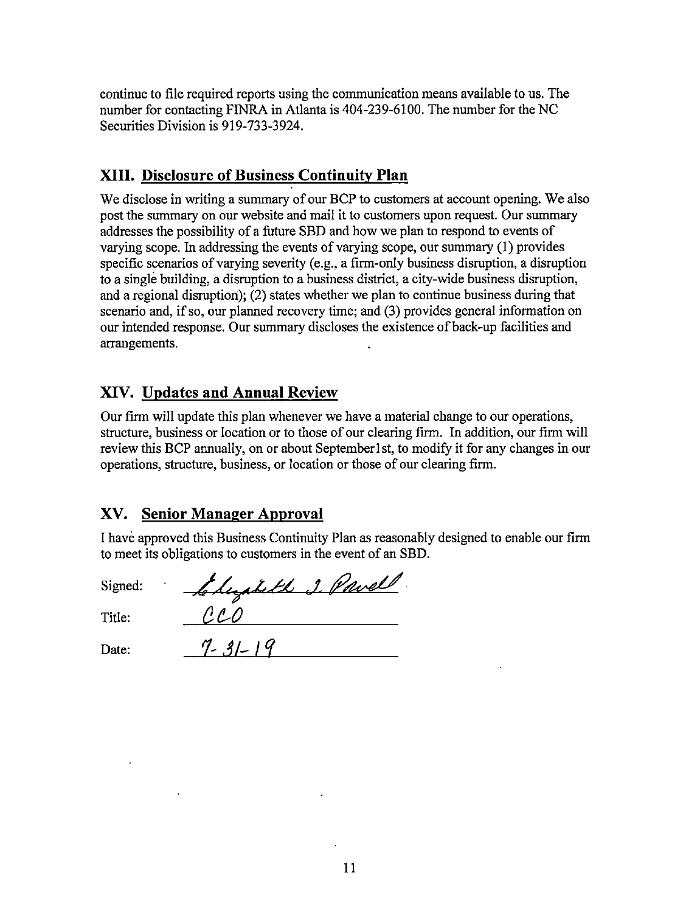continue to file required reports using the communication means available to us. The number for contacting FINRA in Atlanta is 404-239-6100. The number for the NC Securities Division is 919-733-3924.

## XIII. Disclosure of Business Continuity Plan

We disclose in writing a summary of our BCP to customers at account opening. We also post the summary on our website and mail it to customers upon request. Our summary addresses the possibility of a future SBD and how we plan to respond to events of varying scope. In addressing the events of varying scope, our summary (1) provides specific scenarios of varying severity (e.g., a firm-only business disruption, a disruption to a single building, a disruption to a business district, a city-wide business disruption, and a regional disruption); (2) states whether we plan to continue business during that scenario and, if so, our planned recovery time; and (3) provides general information on our intended response. Our summary discloses the existence of back-up facilities and arrangements.

## XIV. Updates and Annual Review

Our firm will update this plan whenever we have a material change to our operations, structure, business or location or to those of our clearing firm. In addition, our firm will review this BCP annually, on or about September1st, to modify it for any changes in our operations, structure, business, or location or those of our clearing firm.

## XV. Senior Manager Approval

I have approved this Business Continuity Plan as reasonably designed to enable our firm to meet its obligations to customers in the event of an SBD.

Signed: Elizabeth J. Powell

Title: CCO

Date: 7-31-19